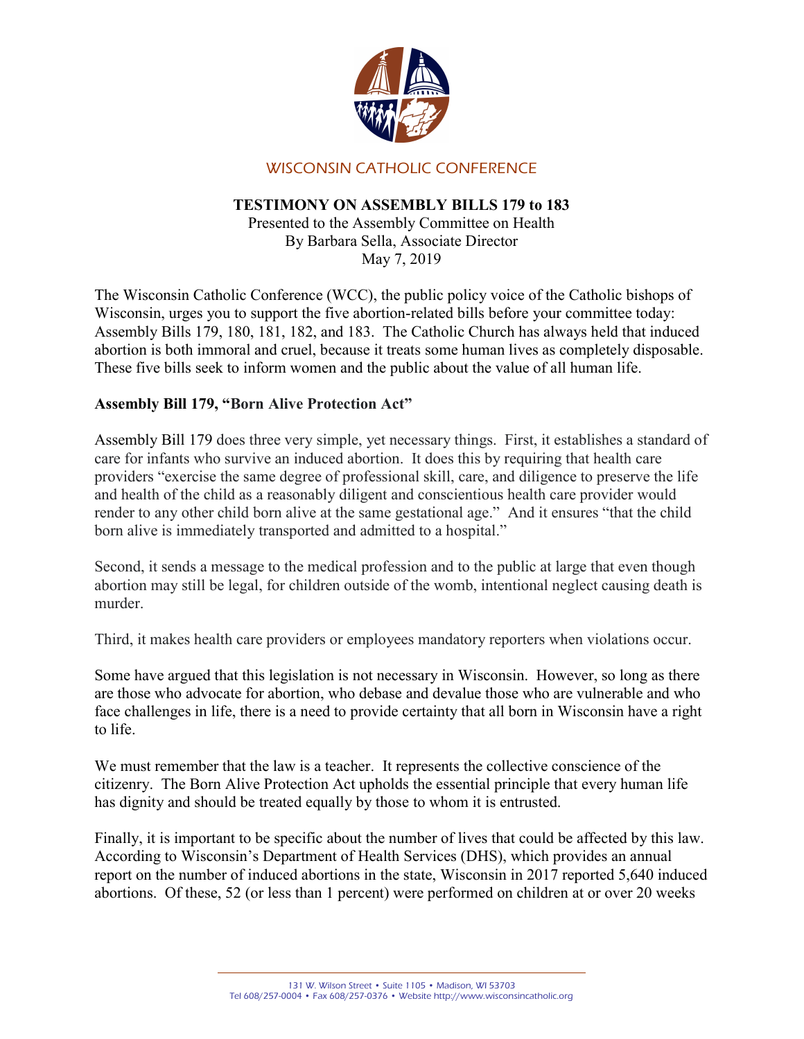WISCONSIN CATHOLIC CONFERENCE

# TESTIMONY ON ASSEMBLY BILLS 179 to 183

Presented to the Assembly Committee on Health
By Barbara Sella, Associate Director
May 7, 2019

The Wisconsin Catholic Conference (WCC), the public policy voice of the Catholic bishops of Wisconsin, urges you to support the five abortion-related bills before your committee today: Assembly Bills 179, 180, 181, 182, and 183. The Catholic Church has always held that induced abortion is both immoral and cruel, because it treats some human lives as completely disposable. These five bills seek to inform women and the public about the value of all human life.

## Assembly Bill 179, "Born Alive Protection Act"

Assembly Bill 179 does three very simple, yet necessary things. First, it establishes a standard of care for infants who survive an induced abortion. It does this by requiring that health care providers "exercise the same degree of professional skill, care, and diligence to preserve the life and health of the child as a reasonably diligent and conscientious health care provider would render to any other child born alive at the same gestational age." And it ensures "that the child born alive is immediately transported and admitted to a hospital."

Second, it sends a message to the medical profession and to the public at large that even though abortion may still be legal, for children outside of the womb, intentional neglect causing death is murder.

Third, it makes health care providers or employees mandatory reporters when violations occur.

Some have argued that this legislation is not necessary in Wisconsin. However, so long as there are those who advocate for abortion, who debase and devalue those who are vulnerable and who face challenges in life, there is a need to provide certainty that all born in Wisconsin have a right to life.

We must remember that the law is a teacher. It represents the collective conscience of the citizenry. The Born Alive Protection Act upholds the essential principle that every human life has dignity and should be treated equally by those to whom it is entrusted.

Finally, it is important to be specific about the number of lives that could be affected by this law. According to Wisconsin's Department of Health Services (DHS), which provides an annual report on the number of induced abortions in the state, Wisconsin in 2017 reported 5,640 induced abortions. Of these, 52 (or less than 1 percent) were performed on children at or over 20 weeks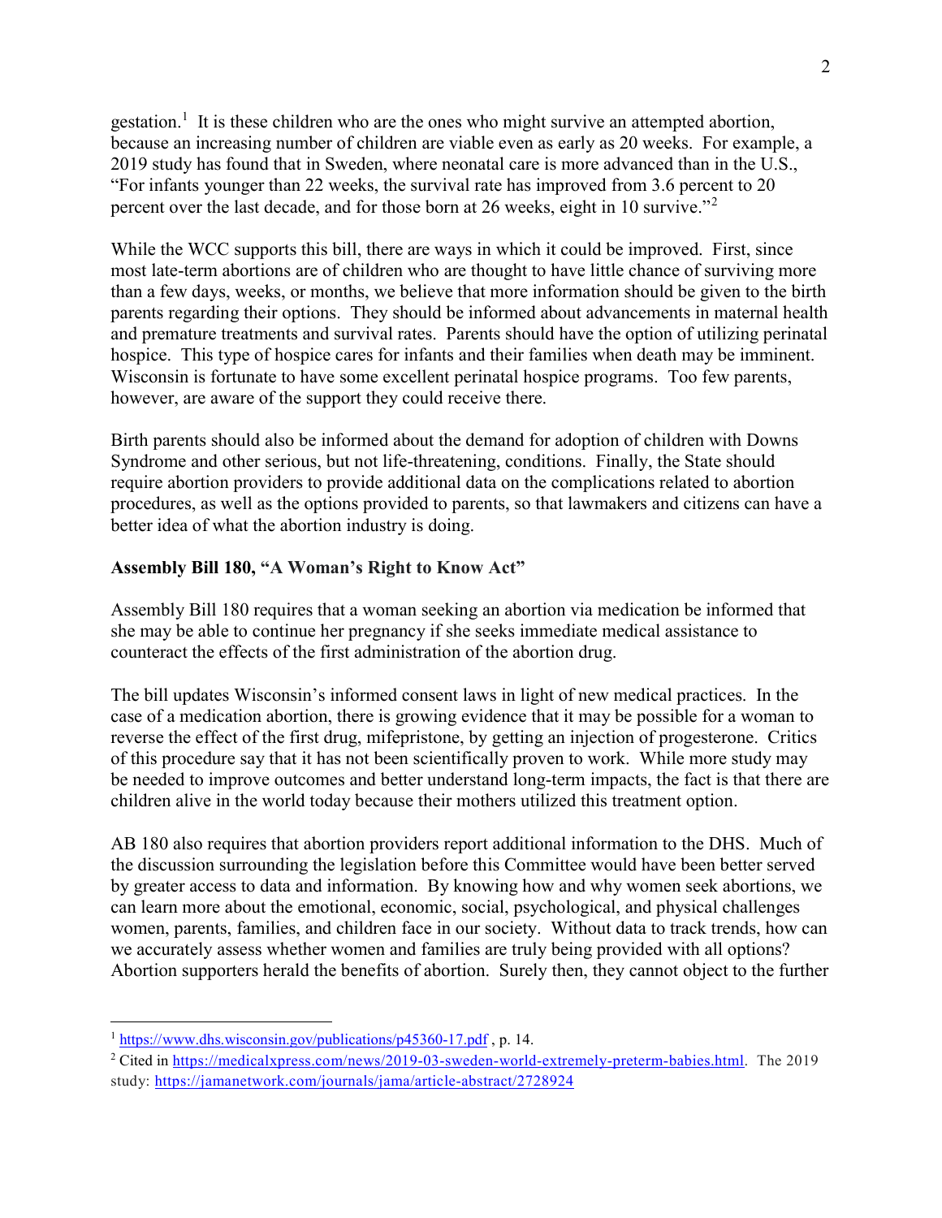gestation.[1] It is these children who are the ones who might survive an attempted abortion, because an increasing number of children are viable even as early as 20 weeks. For example, a 2019 study has found that in Sweden, where neonatal care is more advanced than in the U.S., "For infants younger than 22 weeks, the survival rate has improved from 3.6 percent to 20 percent over the last decade, and for those born at 26 weeks, eight in 10 survive."[2]

While the WCC supports this bill, there are ways in which it could be improved. First, since most late-term abortions are of children who are thought to have little chance of surviving more than a few days, weeks, or months, we believe that more information should be given to the birth parents regarding their options. They should be informed about advancements in maternal health and premature treatments and survival rates. Parents should have the option of utilizing perinatal hospice. This type of hospice cares for infants and their families when death may be imminent. Wisconsin is fortunate to have some excellent perinatal hospice programs. Too few parents, however, are aware of the support they could receive there.

Birth parents should also be informed about the demand for adoption of children with Downs Syndrome and other serious, but not life-threatening, conditions. Finally, the State should require abortion providers to provide additional data on the complications related to abortion procedures, as well as the options provided to parents, so that lawmakers and citizens can have a better idea of what the abortion industry is doing.

**Assembly Bill 180, "A Woman's Right to Know Act"**

Assembly Bill 180 requires that a woman seeking an abortion via medication be informed that she may be able to continue her pregnancy if she seeks immediate medical assistance to counteract the effects of the first administration of the abortion drug.

The bill updates Wisconsin's informed consent laws in light of new medical practices. In the case of a medication abortion, there is growing evidence that it may be possible for a woman to reverse the effect of the first drug, mifepristone, by getting an injection of progesterone. Critics of this procedure say that it has not been scientifically proven to work. While more study may be needed to improve outcomes and better understand long-term impacts, the fact is that there are children alive in the world today because their mothers utilized this treatment option.

AB 180 also requires that abortion providers report additional information to the DHS. Much of the discussion surrounding the legislation before this Committee would have been better served by greater access to data and information. By knowing how and why women seek abortions, we can learn more about the emotional, economic, social, psychological, and physical challenges women, parents, families, and children face in our society. Without data to track trends, how can we accurately assess whether women and families are truly being provided with all options? Abortion supporters herald the benefits of abortion. Surely then, they cannot object to the further

---

[1] https://www.dhs.wisconsin.gov/publications/p45360-17.pdf , p. 14.

[2] Cited in https://medicalxpress.com/news/2019-03-sweden-world-extremely-preterm-babies.html. The 2019 study: https://jamanetwork.com/journals/jama/article-abstract/2728924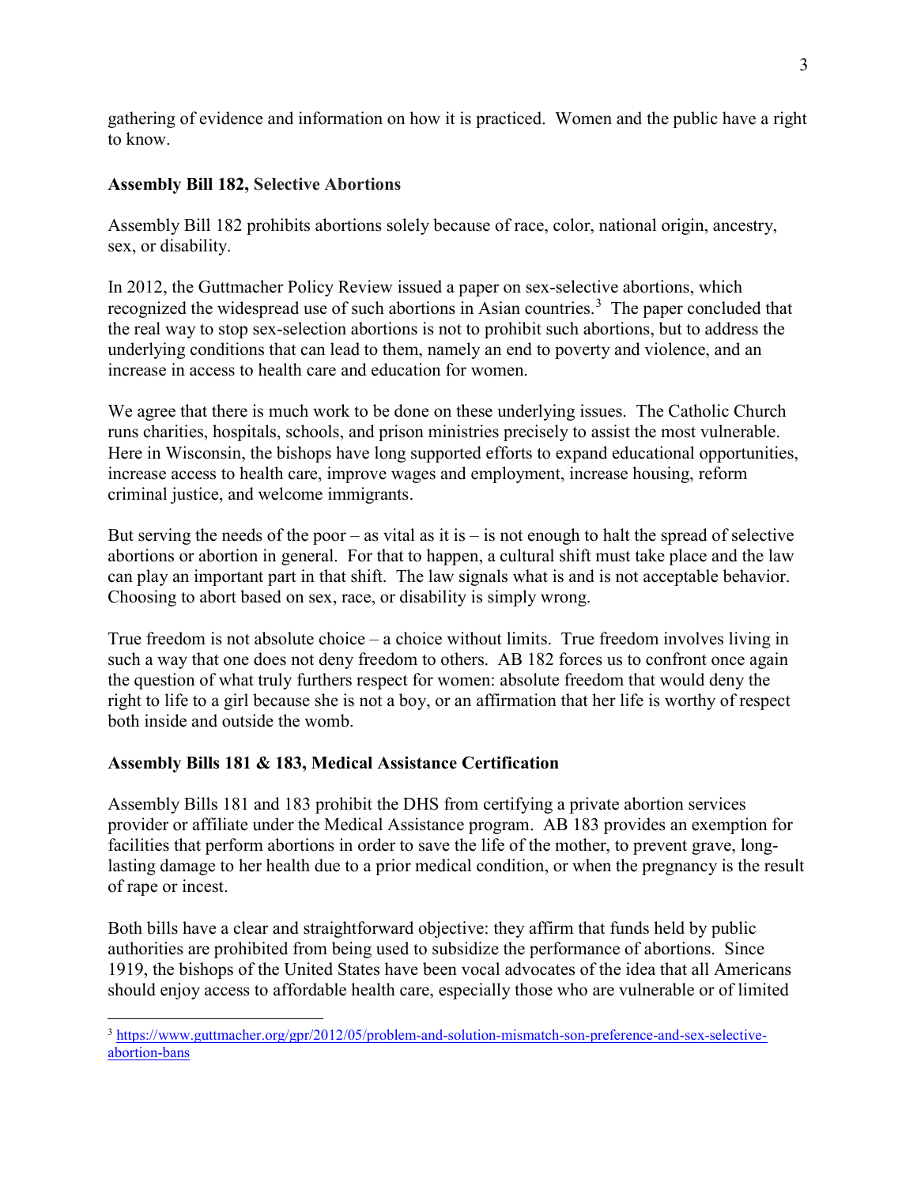gathering of evidence and information on how it is practiced. Women and the public have a right to know.

**Assembly Bill 182, Selective Abortions**

Assembly Bill 182 prohibits abortions solely because of race, color, national origin, ancestry, sex, or disability.

In 2012, the Guttmacher Policy Review issued a paper on sex-selective abortions, which recognized the widespread use of such abortions in Asian countries.[3] The paper concluded that the real way to stop sex-selection abortions is not to prohibit such abortions, but to address the underlying conditions that can lead to them, namely an end to poverty and violence, and an increase in access to health care and education for women.

We agree that there is much work to be done on these underlying issues. The Catholic Church runs charities, hospitals, schools, and prison ministries precisely to assist the most vulnerable. Here in Wisconsin, the bishops have long supported efforts to expand educational opportunities, increase access to health care, improve wages and employment, increase housing, reform criminal justice, and welcome immigrants.

But serving the needs of the poor – as vital as it is – is not enough to halt the spread of selective abortions or abortion in general. For that to happen, a cultural shift must take place and the law can play an important part in that shift. The law signals what is and is not acceptable behavior. Choosing to abort based on sex, race, or disability is simply wrong.

True freedom is not absolute choice – a choice without limits. True freedom involves living in such a way that one does not deny freedom to others. AB 182 forces us to confront once again the question of what truly furthers respect for women: absolute freedom that would deny the right to life to a girl because she is not a boy, or an affirmation that her life is worthy of respect both inside and outside the womb.

**Assembly Bills 181 & 183, Medical Assistance Certification**

Assembly Bills 181 and 183 prohibit the DHS from certifying a private abortion services provider or affiliate under the Medical Assistance program. AB 183 provides an exemption for facilities that perform abortions in order to save the life of the mother, to prevent grave, long-lasting damage to her health due to a prior medical condition, or when the pregnancy is the result of rape or incest.

Both bills have a clear and straightforward objective: they affirm that funds held by public authorities are prohibited from being used to subsidize the performance of abortions. Since 1919, the bishops of the United States have been vocal advocates of the idea that all Americans should enjoy access to affordable health care, especially those who are vulnerable or of limited

---

[3] https://www.guttmacher.org/gpr/2012/05/problem-and-solution-mismatch-son-preference-and-sex-selective-abortion-bans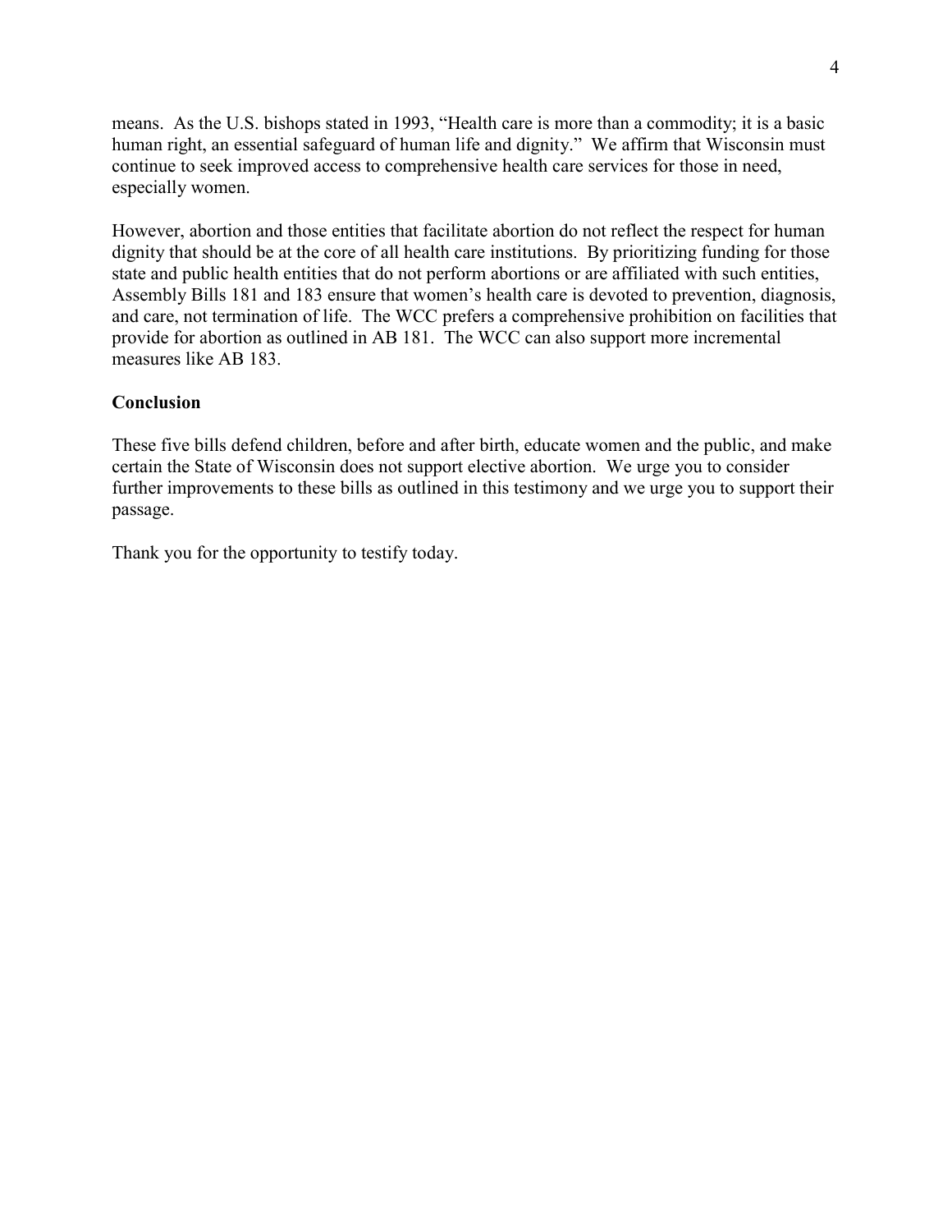means. As the U.S. bishops stated in 1993, "Health care is more than a commodity; it is a basic human right, an essential safeguard of human life and dignity." We affirm that Wisconsin must continue to seek improved access to comprehensive health care services for those in need, especially women.

However, abortion and those entities that facilitate abortion do not reflect the respect for human dignity that should be at the core of all health care institutions. By prioritizing funding for those state and public health entities that do not perform abortions or are affiliated with such entities, Assembly Bills 181 and 183 ensure that women's health care is devoted to prevention, diagnosis, and care, not termination of life. The WCC prefers a comprehensive prohibition on facilities that provide for abortion as outlined in AB 181. The WCC can also support more incremental measures like AB 183.

**Conclusion**

These five bills defend children, before and after birth, educate women and the public, and make certain the State of Wisconsin does not support elective abortion. We urge you to consider further improvements to these bills as outlined in this testimony and we urge you to support their passage.

Thank you for the opportunity to testify today.